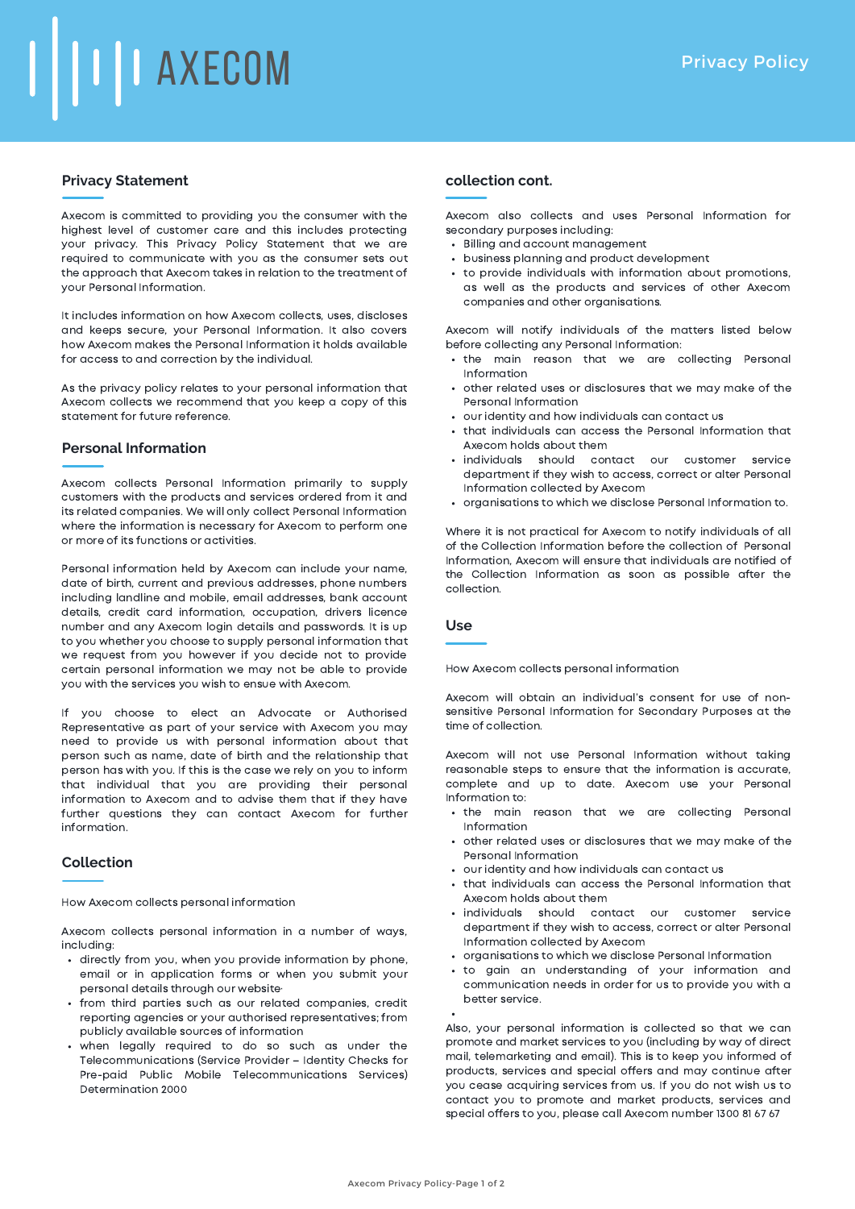# Privacy Policy

## Privacy Statement

Axecom is committed to providing you the consumer with the highest level of customer care and this includes protecting your privacy. This Privacy Policy Statement that we are required to communicate with you as the consumer sets out the approach that Axecom takes in relation to the treatment of your Personal Information.

It includes information on how Axecom collects, uses, discloses and keeps secure, your Personal Information. It also covers how Axecom makes the Personal Information it holds available for access to and correction by the individual.

As the privacy policy relates to your personal information that Axecom collects we recommend that you keep a copy of this statement for future reference.

## Personal Information

Axecom collects Personal Information primarily to supply customers with the products and services ordered from it and its related companies. We will only collect Personal Information where the information is necessary for Axecom to perform one or more of its functions or activities.

Personal information held by Axecom can include your name, date of birth, current and previous addresses, phone numbers including landline and mobile, email addresses, bank account details, credit card information, occupation, drivers licence number and any Axecom login details and passwords. It is up to you whether you choose to supply personal information that we request from you however if you decide not to provide certain personal information we may not be able to provide you with the services you wish to ensue with Axecom.

If you choose to elect an Advocate or Authorised Representative as part of your service with Axecom you may need to provide us with personal information about that person such as name, date of birth and the relationship that person has with you. If this is the case we rely on you to inform that individual that you are providing their personal information to Axecom and to advise them that if they have further questions they can contact Axecom for further information.

## Collection

How Axecom collects personal information

Axecom collects personal information in a number of ways, including:

- directly from you, when you provide information by phone, email or in application forms or when you submit your personal details through our website·
- from third parties such as our related companies, credit reporting agencies or your authorised representatives; from publicly available sources of information
- when legally required to do so such as under the Telecommunications (Service Provider – Identity Checks for Pre-paid Public Mobile Telecommunications Services) Determination 2000

## collection cont.

Axecom also collects and uses Personal Information for secondary purposes including:

- Billing and account management
- business planning and product development
- to provide individuals with information about promotions, as well as the products and services of other Axecom companies and other organisations.

Axecom will notify individuals of the matters listed below before collecting any Personal Information:

- the main reason that we are collecting Personal Information
- other related uses or disclosures that we may make of the Personal Information
- our identity and how individuals can contact us
- that individuals can access the Personal Information that Axecom holds about them
- individuals should contact our customer service department if they wish to access, correct or alter Personal Information collected by Axecom
- organisations to which we disclose Personal Information to.

Where it is not practical for Axecom to notify individuals of all of the Collection Information before the collection of Personal Information, Axecom will ensure that individuals are notified of the Collection Information as soon as possible after the collection.

## Use

How Axecom collects personal information

Axecom will obtain an individual's consent for use of non-sensitive Personal Information for Secondary Purposes at the time of collection.

Axecom will not use Personal Information without taking reasonable steps to ensure that the information is accurate, complete and up to date. Axecom use your Personal Information to:

- the main reason that we are collecting Personal Information
- other related uses or disclosures that we may make of the Personal Information
- our identity and how individuals can contact us
- that individuals can access the Personal Information that Axecom holds about them
- individuals should contact our customer service department if they wish to access, correct or alter Personal Information collected by Axecom
- organisations to which we disclose Personal Information
- to gain an understanding of your information and communication needs in order for us to provide you with a better service.

Also, your personal information is collected so that we can promote and market services to you (including by way of direct mail, telemarketing and email). This is to keep you informed of products, services and special offers and may continue after you cease acquiring services from us. If you do not wish us to contact you to promote and market products, services and special offers to you, please call Axecom number 1300 81 67 67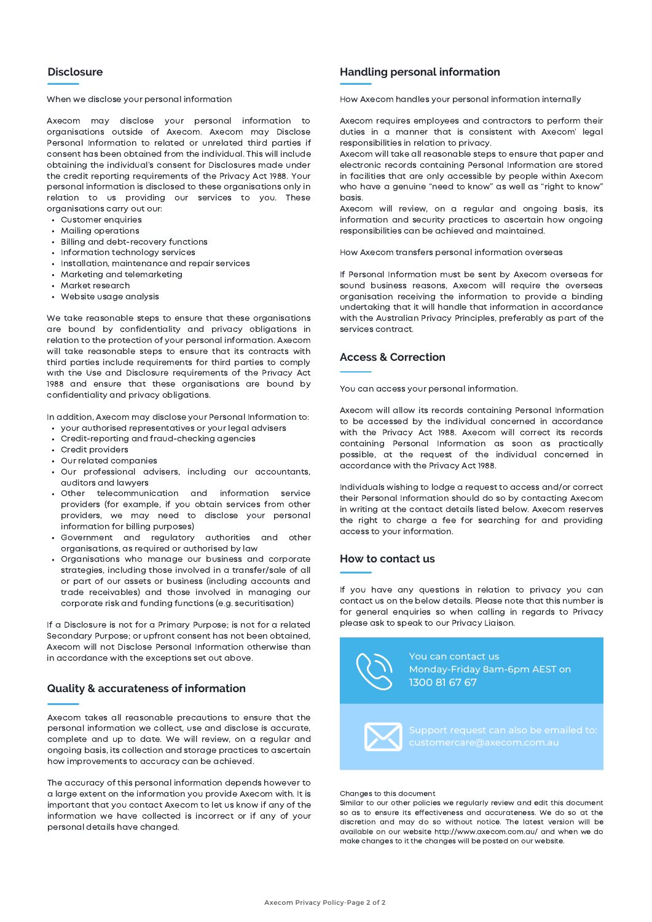## Disclosure

When we disclose your personal information

Axecom may disclose your personal information to organisations outside of Axecom. Axecom may Disclose Personal Information to related or unrelated third parties if consent has been obtained from the individual. This will include obtaining the individual's consent for Disclosures made under the credit reporting requirements of the Privacy Act 1988. Your personal information is disclosed to these organisations only in relation to us providing our services to you. These organisations carry out our:

- Customer enquiries
- Mailing operations
- Billing and debt-recovery functions
- Information technology services
- Installation, maintenance and repair services
- Marketing and telemarketing
- Market research
- Website usage analysis

We take reasonable steps to ensure that these organisations are bound by confidentiality and privacy obligations in relation to the protection of your personal information. Axecom will take reasonable steps to ensure that its contracts with third parties include requirements for third parties to comply with the Use and Disclosure requirements of the Privacy Act 1988 and ensure that these organisations are bound by confidentiality and privacy obligations.

In addition, Axecom may disclose your Personal Information to:

- your authorised representatives or your legal advisers
- Credit-reporting and fraud-checking agencies
- Credit providers
- Our related companies
- Our professional advisers, including our accountants, auditors and lawyers
- Other telecommunication and information service providers (for example, if you obtain services from other providers, we may need to disclose your personal information for billing purposes)
- Government and regulatory authorities and other organisations, as required or authorised by law
- Organisations who manage our business and corporate strategies, including those involved in a transfer/sale of all or part of our assets or business (including accounts and trade receivables) and those involved in managing our corporate risk and funding functions (e.g. securitisation)

If a Disclosure is not for a Primary Purpose; is not for a related Secondary Purpose; or upfront consent has not been obtained, Axecom will not Disclose Personal Information otherwise than in accordance with the exceptions set out above.

## Quality & accurateness of information

Axecom takes all reasonable precautions to ensure that the personal information we collect, use and disclose is accurate, complete and up to date. We will review, on a regular and ongoing basis, its collection and storage practices to ascertain how improvements to accuracy can be achieved.

The accuracy of this personal information depends however to a large extent on the information you provide Axecom with. It is important that you contact Axecom to let us know if any of the information we have collected is incorrect or if any of your personal details have changed.

## Handling personal information

How Axecom handles your personal information internally

Axecom requires employees and contractors to perform their duties in a manner that is consistent with Axecom' legal responsibilities in relation to privacy.
Axecom will take all reasonable steps to ensure that paper and electronic records containing Personal Information are stored in facilities that are only accessible by people within Axecom who have a genuine "need to know" as well as "right to know" basis.
Axecom will review, on a regular and ongoing basis, its information and security practices to ascertain how ongoing responsibilities can be achieved and maintained.

How Axecom transfers personal information overseas

If Personal Information must be sent by Axecom overseas for sound business reasons, Axecom will require the overseas organisation receiving the information to provide a binding undertaking that it will handle that information in accordance with the Australian Privacy Principles, preferably as part of the services contract.

## Access & Correction

You can access your personal information.

Axecom will allow its records containing Personal Information to be accessed by the individual concerned in accordance with the Privacy Act 1988. Axecom will correct its records containing Personal Information as soon as practicably possible, at the request of the individual concerned in accordance with the Privacy Act 1988.

Individuals wishing to lodge a request to access and/or correct their Personal Information should do so by contacting Axecom in writing at the contact details listed below. Axecom reserves the right to charge a fee for searching for and providing access to your information.

## How to contact us

If you have any questions in relation to privacy you can contact us on the below details. Please note that this number is for general enquiries so when calling in regards to Privacy please ask to speak to our Privacy Liaison.

You can contact us
Monday-Friday 8am-6pm AEST on
1300 81 67 67

Support request can also be emailed to:
customercare@axecom.com.au

Changes to this document
Similar to our other policies we regularly review and edit this document so as to ensure its effectiveness and accurateness. We do so at the discretion and may do so without notice. The latest version will be available on our website http://www.axecom.com.au/ and when we do make changes to it the changes will be posted on our website.